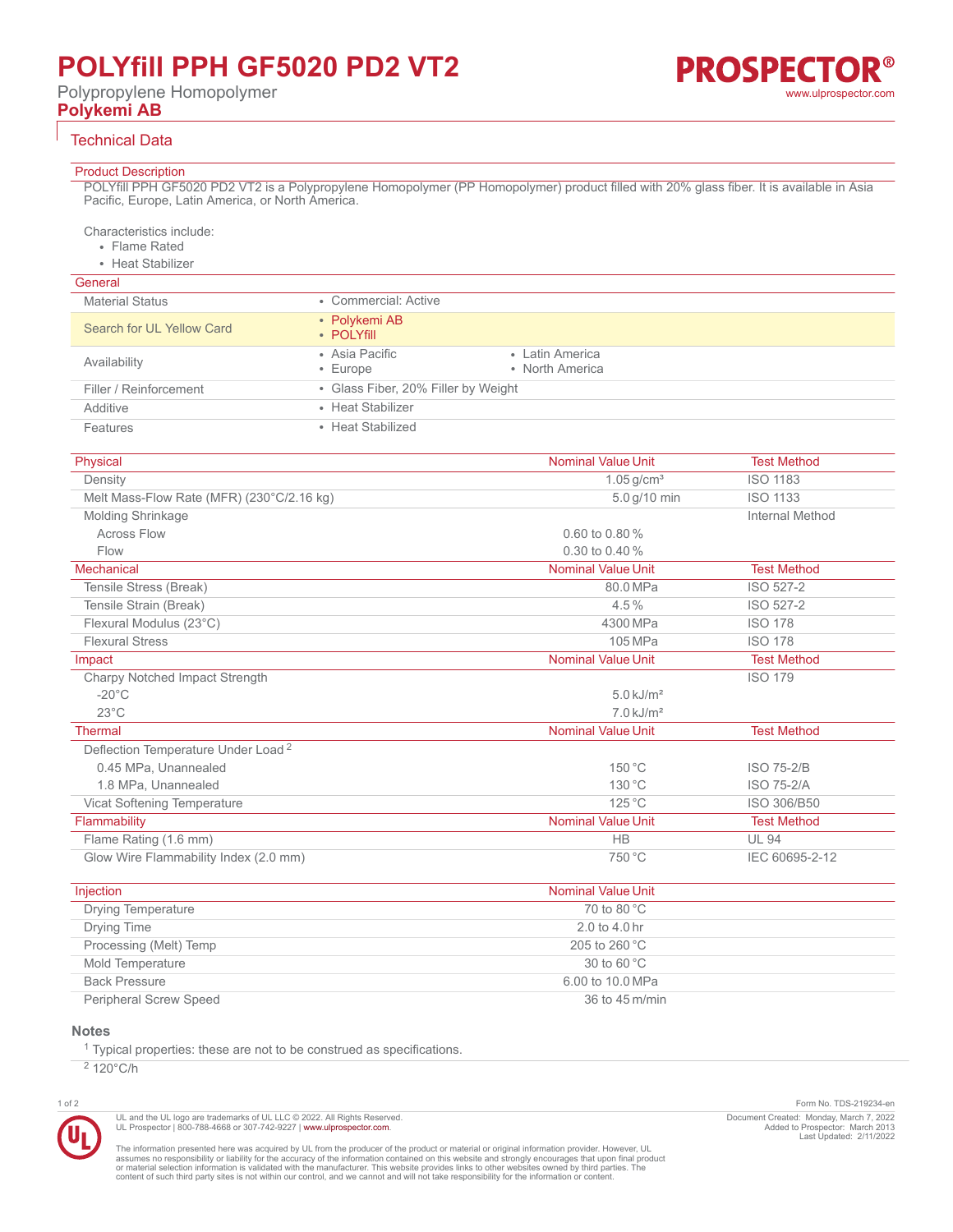# POLYfill PPH GF5020 PD2 VT2

Polypropylene Homopolymer

**Polykemi AB**

PROSPECTOR®
www.ulprospector.com

## Technical Data

### Product Description

POLYfill PPH GF5020 PD2 VT2 is a Polypropylene Homopolymer (PP Homopolymer) product filled with 20% glass fiber. It is available in Asia Pacific, Europe, Latin America, or North America.

Characteristics include:

- Flame Rated
- Heat Stabilizer

### General

| | |
|---|---|
| Material Status | • Commercial: Active |
| Search for UL Yellow Card | • Polykemi AB<br>• POLYfill |
| Availability | • Asia Pacific<br>• Europe<br>• Latin America<br>• North America |
| Filler / Reinforcement | • Glass Fiber, 20% Filler by Weight |
| Additive | • Heat Stabilizer |
| Features | • Heat Stabilized |

| Physical | Nominal Value Unit | Test Method |
|---|---|---|
| Density | 1.05 g/cm³ | ISO 1183 |
| Melt Mass-Flow Rate (MFR) (230°C/2.16 kg) | 5.0 g/10 min | ISO 1133 |
| Molding Shrinkage | | Internal Method |
| Across Flow | 0.60 to 0.80 % | |
| Flow | 0.30 to 0.40 % | |
| **Mechanical** | **Nominal Value Unit** | **Test Method** |
| Tensile Stress (Break) | 80.0 MPa | ISO 527-2 |
| Tensile Strain (Break) | 4.5 % | ISO 527-2 |
| Flexural Modulus (23°C) | 4300 MPa | ISO 178 |
| Flexural Stress | 105 MPa | ISO 178 |
| **Impact** | **Nominal Value Unit** | **Test Method** |
| Charpy Notched Impact Strength | | ISO 179 |
| -20°C | 5.0 kJ/m² | |
| 23°C | 7.0 kJ/m² | |
| **Thermal** | **Nominal Value Unit** | **Test Method** |
| Deflection Temperature Under Load [2] | | |
| 0.45 MPa, Unannealed | 150 °C | ISO 75-2/B |
| 1.8 MPa, Unannealed | 130 °C | ISO 75-2/A |
| Vicat Softening Temperature | 125 °C | ISO 306/B50 |
| **Flammability** | **Nominal Value Unit** | **Test Method** |
| Flame Rating (1.6 mm) | HB | UL 94 |
| Glow Wire Flammability Index (2.0 mm) | 750 °C | IEC 60695-2-12 |

| Injection | Nominal Value Unit |
|---|---|
| Drying Temperature | 70 to 80 °C |
| Drying Time | 2.0 to 4.0 hr |
| Processing (Melt) Temp | 205 to 260 °C |
| Mold Temperature | 30 to 60 °C |
| Back Pressure | 6.00 to 10.0 MPa |
| Peripheral Screw Speed | 36 to 45 m/min |

### Notes

[1] Typical properties: these are not to be construed as specifications.

[2] 120°C/h

UL and the UL logo are trademarks of UL LLC © 2022. All Rights Reserved.
UL Prospector | 800-788-4668 or 307-742-9227 | www.ulprospector.com.

The information presented here was acquired by UL from the producer of the product or material or original information provider. However, UL assumes no responsibility or liability for the accuracy of the information contained on this website and strongly encourages that upon final product or material selection information is validated with the manufacturer. This website provides links to other websites owned by third parties. The content of such third party sites is not within our control, and we cannot and will not take responsibility for the information or content.

Form No. TDS-219234-en
Document Created: Monday, March 7, 2022
Added to Prospector: March 2013
Last Updated: 2/11/2022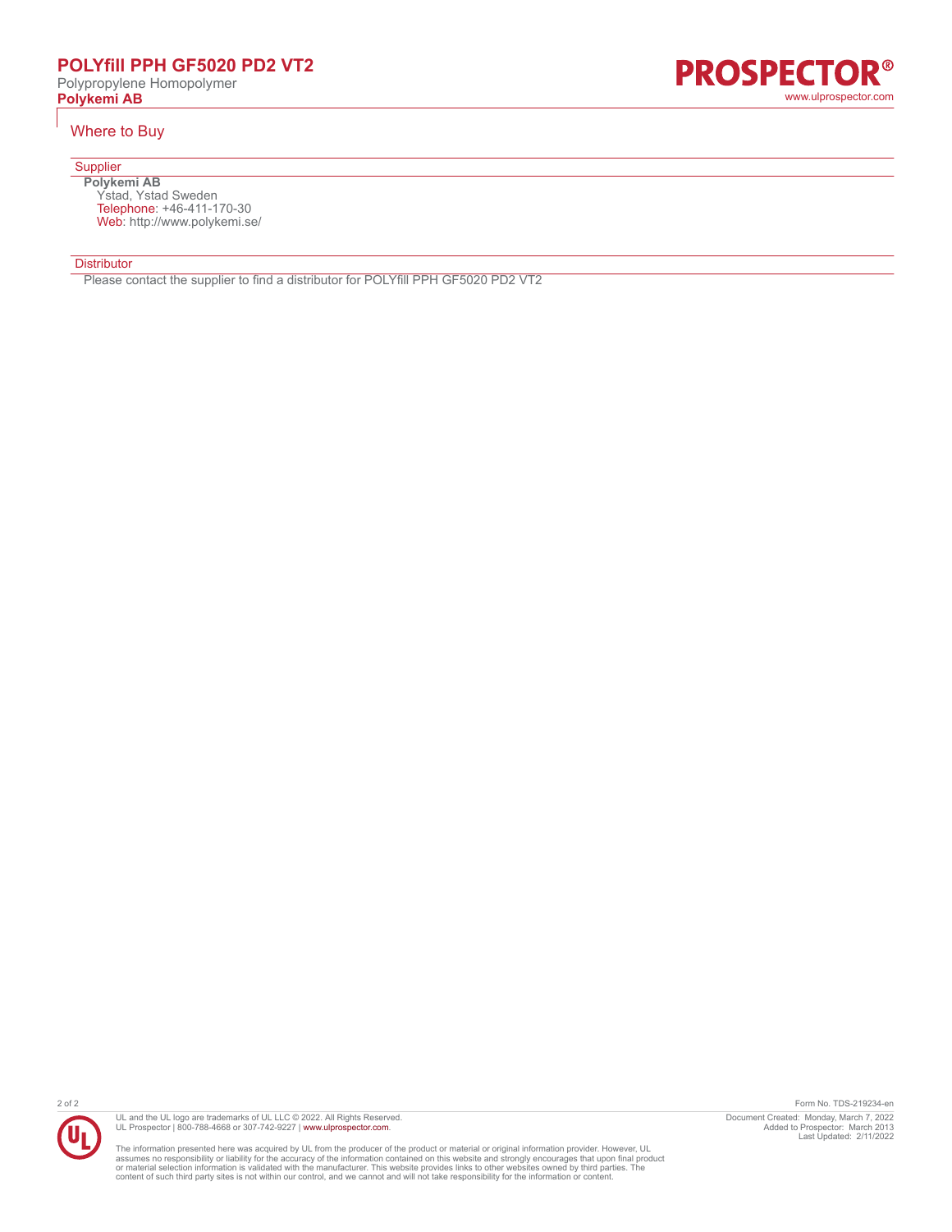## Where to Buy

### Supplier

**Polykemi AB**
Ystad, Ystad Sweden
Telephone: +46-411-170-30
Web: http://www.polykemi.se/

### Distributor

Please contact the supplier to find a distributor for POLYfill PPH GF5020 PD2 VT2